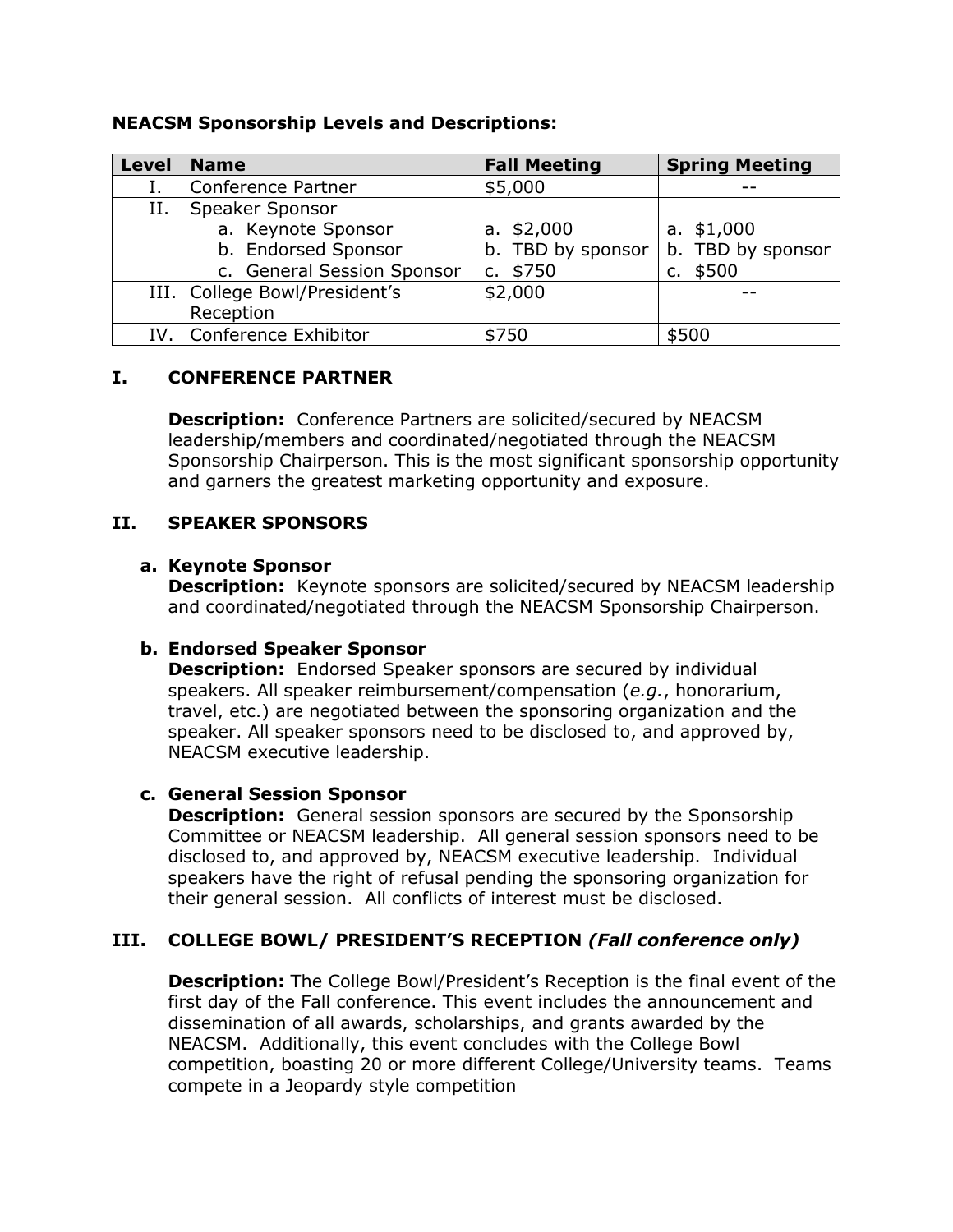**NEACSM Sponsorship Levels and Descriptions:**

| Level | Name | Fall Meeting | Spring Meeting |
|---|---|---|---|
| I. | Conference Partner | \$5,000 | -- |
| II. | Speaker Sponsor<br>a. Keynote Sponsor<br>b. Endorsed Sponsor<br>c. General Session Sponsor | <br>a. \$2,000<br>b. TBD by sponsor<br>c. \$750 | <br>a. \$1,000<br>b. TBD by sponsor<br>c. \$500 |
| III. | College Bowl/President's Reception | \$2,000 | -- |
| IV. | Conference Exhibitor | \$750 | \$500 |

## I. CONFERENCE PARTNER

**Description:** Conference Partners are solicited/secured by NEACSM leadership/members and coordinated/negotiated through the NEACSM Sponsorship Chairperson. This is the most significant sponsorship opportunity and garners the greatest marketing opportunity and exposure.

## II. SPEAKER SPONSORS

### a. Keynote Sponsor

**Description:** Keynote sponsors are solicited/secured by NEACSM leadership and coordinated/negotiated through the NEACSM Sponsorship Chairperson.

### b. Endorsed Speaker Sponsor

**Description:** Endorsed Speaker sponsors are secured by individual speakers. All speaker reimbursement/compensation (*e.g.*, honorarium, travel, etc.) are negotiated between the sponsoring organization and the speaker. All speaker sponsors need to be disclosed to, and approved by, NEACSM executive leadership.

### c. General Session Sponsor

**Description:** General session sponsors are secured by the Sponsorship Committee or NEACSM leadership. All general session sponsors need to be disclosed to, and approved by, NEACSM executive leadership. Individual speakers have the right of refusal pending the sponsoring organization for their general session. All conflicts of interest must be disclosed.

## III. COLLEGE BOWL/ PRESIDENT'S RECEPTION *(Fall conference only)*

**Description:** The College Bowl/President's Reception is the final event of the first day of the Fall conference. This event includes the announcement and dissemination of all awards, scholarships, and grants awarded by the NEACSM. Additionally, this event concludes with the College Bowl competition, boasting 20 or more different College/University teams. Teams compete in a Jeopardy style competition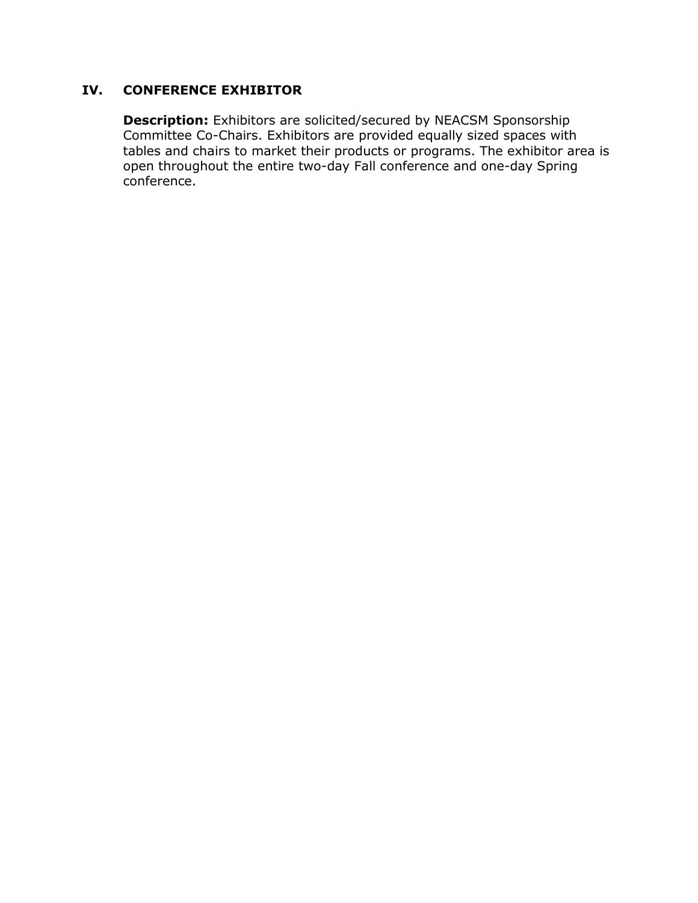## IV. CONFERENCE EXHIBITOR

**Description:** Exhibitors are solicited/secured by NEACSM Sponsorship Committee Co-Chairs. Exhibitors are provided equally sized spaces with tables and chairs to market their products or programs. The exhibitor area is open throughout the entire two-day Fall conference and one-day Spring conference.